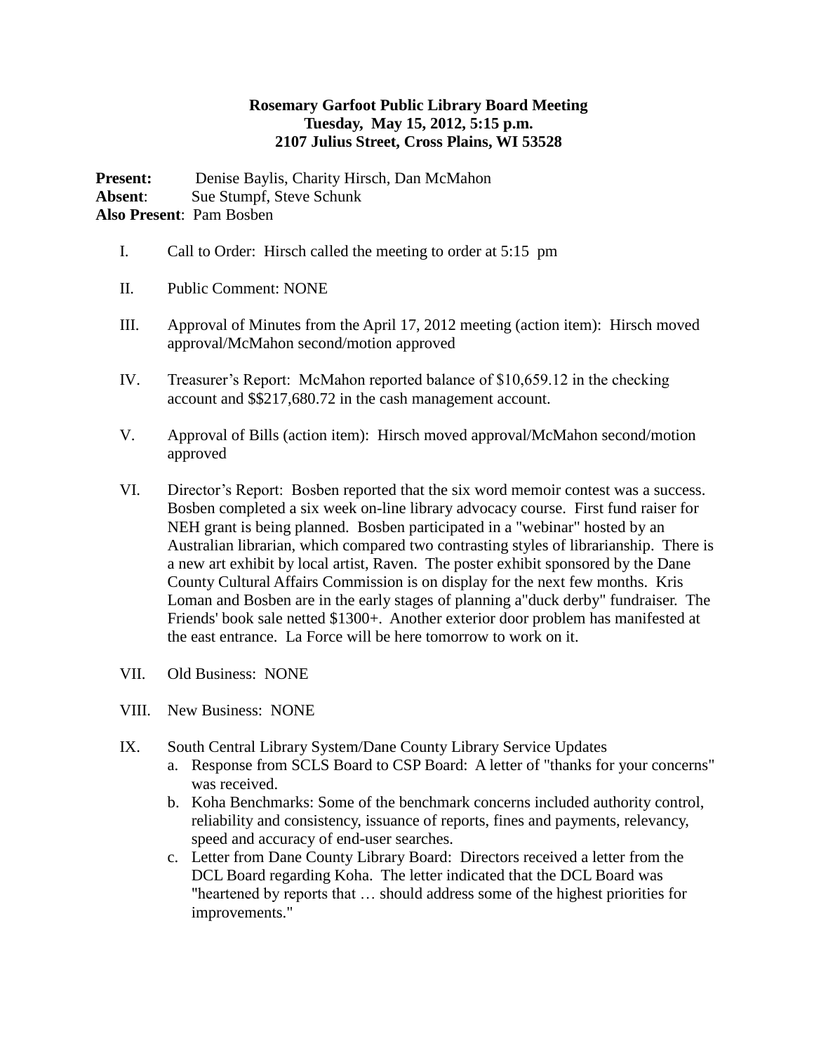**Rosemary Garfoot Public Library Board Meeting**
**Tuesday, May 15, 2012, 5:15 p.m.**
**2107 Julius Street, Cross Plains, WI 53528**

**Present:** Denise Baylis, Charity Hirsch, Dan McMahon
**Absent**: Sue Stumpf, Steve Schunk
**Also Present**: Pam Bosben

I. Call to Order: Hirsch called the meeting to order at 5:15 pm

II. Public Comment: NONE

III. Approval of Minutes from the April 17, 2012 meeting (action item): Hirsch moved approval/McMahon second/motion approved

IV. Treasurer's Report: McMahon reported balance of $10,659.12 in the checking account and $$217,680.72 in the cash management account.

V. Approval of Bills (action item): Hirsch moved approval/McMahon second/motion approved

VI. Director's Report: Bosben reported that the six word memoir contest was a success. Bosben completed a six week on-line library advocacy course. First fund raiser for NEH grant is being planned. Bosben participated in a "webinar" hosted by an Australian librarian, which compared two contrasting styles of librarianship. There is a new art exhibit by local artist, Raven. The poster exhibit sponsored by the Dane County Cultural Affairs Commission is on display for the next few months. Kris Loman and Bosben are in the early stages of planning a"duck derby" fundraiser. The Friends' book sale netted $1300+. Another exterior door problem has manifested at the east entrance. La Force will be here tomorrow to work on it.

VII. Old Business: NONE

VIII. New Business: NONE

IX. South Central Library System/Dane County Library Service Updates
   a. Response from SCLS Board to CSP Board: A letter of "thanks for your concerns" was received.
   b. Koha Benchmarks: Some of the benchmark concerns included authority control, reliability and consistency, issuance of reports, fines and payments, relevancy, speed and accuracy of end-user searches.
   c. Letter from Dane County Library Board: Directors received a letter from the DCL Board regarding Koha. The letter indicated that the DCL Board was "heartened by reports that … should address some of the highest priorities for improvements."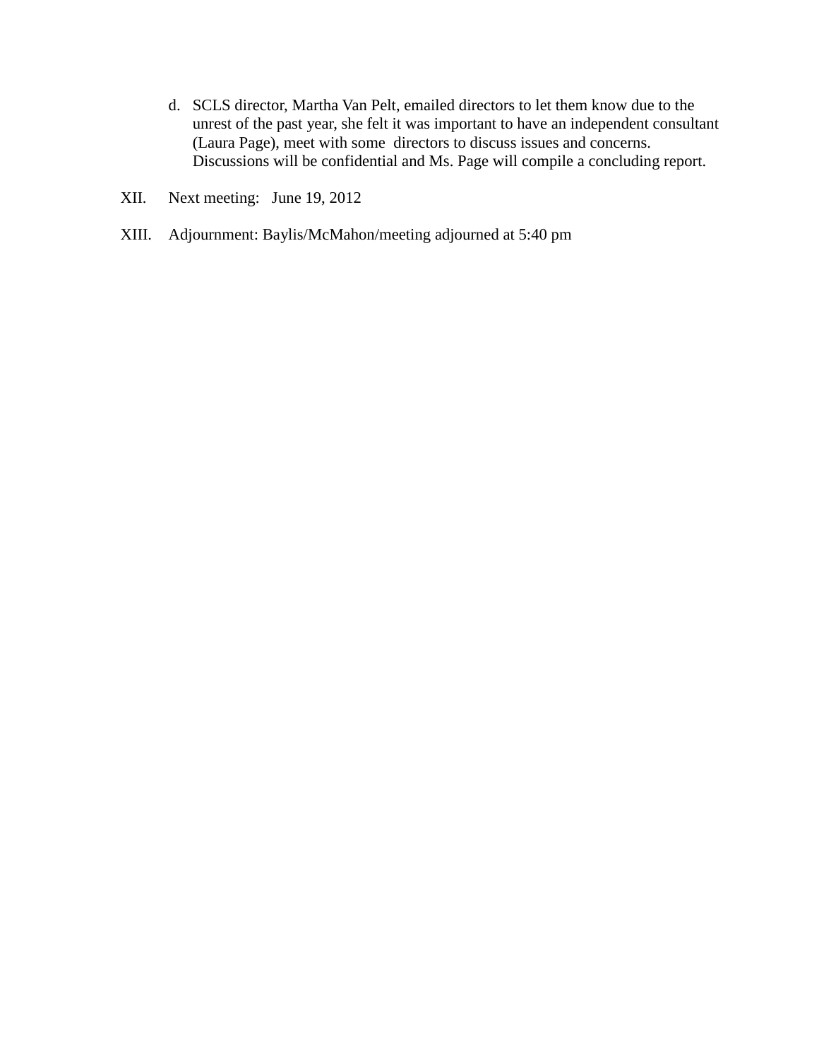d. SCLS director, Martha Van Pelt, emailed directors to let them know due to the unrest of the past year, she felt it was important to have an independent consultant (Laura Page), meet with some directors to discuss issues and concerns. Discussions will be confidential and Ms. Page will compile a concluding report.

XII. Next meeting: June 19, 2012

XIII. Adjournment: Baylis/McMahon/meeting adjourned at 5:40 pm